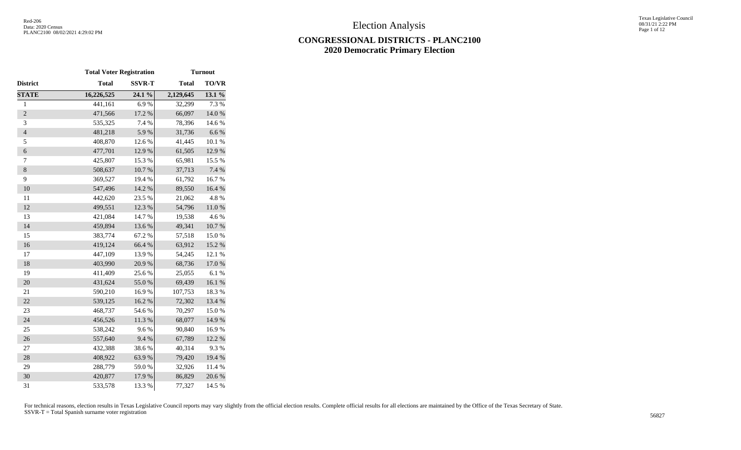# Election Analysis

## CONGRESSIONAL DISTRICTS - PLANC2100
## 2020 Democratic Primary Election

| | Total Voter Registration | | Turnout | |
|---|---|---|---|---|
| **District** | **Total** | **SSVR-T** | **Total** | **TO/VR** |
| **STATE** | **16,226,525** | **24.1 %** | **2,129,645** | **13.1 %** |
| 1 | 441,161 | 6.9 % | 32,299 | 7.3 % |
| 2 | 471,566 | 17.2 % | 66,097 | 14.0 % |
| 3 | 535,325 | 7.4 % | 78,396 | 14.6 % |
| 4 | 481,218 | 5.9 % | 31,736 | 6.6 % |
| 5 | 408,870 | 12.6 % | 41,445 | 10.1 % |
| 6 | 477,701 | 12.9 % | 61,505 | 12.9 % |
| 7 | 425,807 | 15.3 % | 65,981 | 15.5 % |
| 8 | 508,637 | 10.7 % | 37,713 | 7.4 % |
| 9 | 369,527 | 19.4 % | 61,792 | 16.7 % |
| 10 | 547,496 | 14.2 % | 89,550 | 16.4 % |
| 11 | 442,620 | 23.5 % | 21,062 | 4.8 % |
| 12 | 499,551 | 12.3 % | 54,796 | 11.0 % |
| 13 | 421,084 | 14.7 % | 19,538 | 4.6 % |
| 14 | 459,894 | 13.6 % | 49,341 | 10.7 % |
| 15 | 383,774 | 67.2 % | 57,518 | 15.0 % |
| 16 | 419,124 | 66.4 % | 63,912 | 15.2 % |
| 17 | 447,109 | 13.9 % | 54,245 | 12.1 % |
| 18 | 403,990 | 20.9 % | 68,736 | 17.0 % |
| 19 | 411,409 | 25.6 % | 25,055 | 6.1 % |
| 20 | 431,624 | 55.0 % | 69,439 | 16.1 % |
| 21 | 590,210 | 16.9 % | 107,753 | 18.3 % |
| 22 | 539,125 | 16.2 % | 72,302 | 13.4 % |
| 23 | 468,737 | 54.6 % | 70,297 | 15.0 % |
| 24 | 456,526 | 11.3 % | 68,077 | 14.9 % |
| 25 | 538,242 | 9.6 % | 90,840 | 16.9 % |
| 26 | 557,640 | 9.4 % | 67,789 | 12.2 % |
| 27 | 432,388 | 38.6 % | 40,314 | 9.3 % |
| 28 | 408,922 | 63.9 % | 79,420 | 19.4 % |
| 29 | 288,779 | 59.0 % | 32,926 | 11.4 % |
| 30 | 420,877 | 17.9 % | 86,829 | 20.6 % |
| 31 | 533,578 | 13.3 % | 77,327 | 14.5 % |

For technical reasons, election results in Texas Legislative Council reports may vary slightly from the official election results. Complete official results for all elections are maintained by the Office of the Texas Secretary of State.
SSVR-T = Total Spanish surname voter registration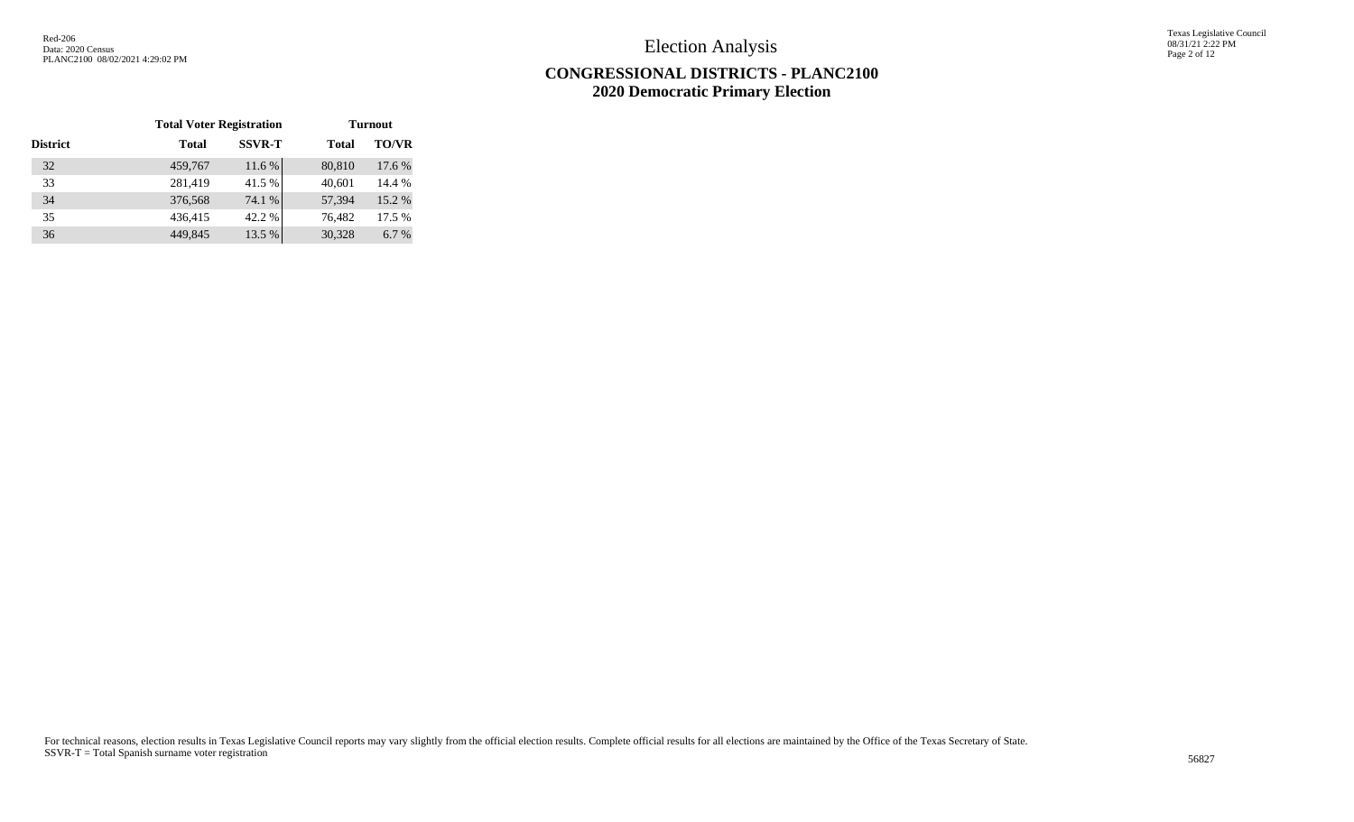# Election Analysis

## CONGRESSIONAL DISTRICTS - PLANC2100
## 2020 Democratic Primary Election

| | Total Voter Registration | | Turnout | |
|---|---|---|---|---|
| District | Total | SSVR-T | Total | TO/VR |
| 32 | 459,767 | 11.6 % | 80,810 | 17.6 % |
| 33 | 281,419 | 41.5 % | 40,601 | 14.4 % |
| 34 | 376,568 | 74.1 % | 57,394 | 15.2 % |
| 35 | 436,415 | 42.2 % | 76,482 | 17.5 % |
| 36 | 449,845 | 13.5 % | 30,328 | 6.7 % |

For technical reasons, election results in Texas Legislative Council reports may vary slightly from the official election results. Complete official results for all elections are maintained by the Office of the Texas Secretary of State.
SSVR-T = Total Spanish surname voter registration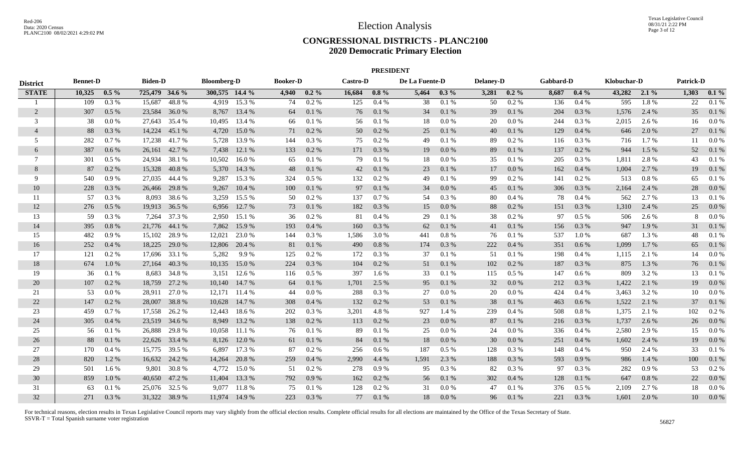# Election Analysis

## CONGRESSIONAL DISTRICTS - PLANC2100
## 2020 Democratic Primary Election

Red-206
Data: 2020 Census
PLANC2100 08/02/2021 4:29:02 PM

Texas Legislative Council
08/31/21 2:22 PM

### PRESIDENT

| District | Bennet-D | | Biden-D | | Bloomberg-D | | Booker-D | | Castro-D | | De La Fuente-D | | Delaney-D | | Gabbard-D | | Klobuchar-D | | Patrick-D | |
|---|---|---|---|---|---|---|---|---|---|---|---|---|---|---|---|---|---|---|---|---|
| **STATE** | **10,325** | **0.5 %** | **725,479** | **34.6 %** | **300,575** | **14.4 %** | **4,940** | **0.2 %** | **16,684** | **0.8 %** | **5,464** | **0.3 %** | **3,281** | **0.2 %** | **8,687** | **0.4 %** | **43,282** | **2.1 %** | **1,303** | **0.1 %** |
| 1 | 109 | 0.3 % | 15,687 | 48.8 % | 4,919 | 15.3 % | 74 | 0.2 % | 125 | 0.4 % | 38 | 0.1 % | 50 | 0.2 % | 136 | 0.4 % | 595 | 1.8 % | 22 | 0.1 % |
| 2 | 307 | 0.5 % | 23,584 | 36.0 % | 8,767 | 13.4 % | 64 | 0.1 % | 76 | 0.1 % | 34 | 0.1 % | 39 | 0.1 % | 204 | 0.3 % | 1,576 | 2.4 % | 35 | 0.1 % |
| 3 | 38 | 0.0 % | 27,643 | 35.4 % | 10,495 | 13.4 % | 66 | 0.1 % | 56 | 0.1 % | 18 | 0.0 % | 20 | 0.0 % | 244 | 0.3 % | 2,015 | 2.6 % | 16 | 0.0 % |
| 4 | 88 | 0.3 % | 14,224 | 45.1 % | 4,720 | 15.0 % | 71 | 0.2 % | 50 | 0.2 % | 25 | 0.1 % | 40 | 0.1 % | 129 | 0.4 % | 646 | 2.0 % | 27 | 0.1 % |
| 5 | 282 | 0.7 % | 17,238 | 41.7 % | 5,728 | 13.9 % | 144 | 0.3 % | 75 | 0.2 % | 49 | 0.1 % | 89 | 0.2 % | 116 | 0.3 % | 716 | 1.7 % | 11 | 0.0 % |
| 6 | 387 | 0.6 % | 26,161 | 42.7 % | 7,438 | 12.1 % | 133 | 0.2 % | 171 | 0.3 % | 19 | 0.0 % | 89 | 0.1 % | 137 | 0.2 % | 944 | 1.5 % | 52 | 0.1 % |
| 7 | 301 | 0.5 % | 24,934 | 38.1 % | 10,502 | 16.0 % | 65 | 0.1 % | 79 | 0.1 % | 18 | 0.0 % | 35 | 0.1 % | 205 | 0.3 % | 1,811 | 2.8 % | 43 | 0.1 % |
| 8 | 87 | 0.2 % | 15,328 | 40.8 % | 5,370 | 14.3 % | 48 | 0.1 % | 42 | 0.1 % | 23 | 0.1 % | 17 | 0.0 % | 162 | 0.4 % | 1,004 | 2.7 % | 19 | 0.1 % |
| 9 | 540 | 0.9 % | 27,035 | 44.4 % | 9,287 | 15.3 % | 324 | 0.5 % | 132 | 0.2 % | 49 | 0.1 % | 99 | 0.2 % | 141 | 0.2 % | 513 | 0.8 % | 65 | 0.1 % |
| 10 | 228 | 0.3 % | 26,466 | 29.8 % | 9,267 | 10.4 % | 100 | 0.1 % | 97 | 0.1 % | 34 | 0.0 % | 45 | 0.1 % | 306 | 0.3 % | 2,164 | 2.4 % | 28 | 0.0 % |
| 11 | 57 | 0.3 % | 8,093 | 38.6 % | 3,259 | 15.5 % | 50 | 0.2 % | 137 | 0.7 % | 54 | 0.3 % | 80 | 0.4 % | 78 | 0.4 % | 562 | 2.7 % | 13 | 0.1 % |
| 12 | 276 | 0.5 % | 19,913 | 36.5 % | 6,956 | 12.7 % | 73 | 0.1 % | 182 | 0.3 % | 15 | 0.0 % | 88 | 0.2 % | 151 | 0.3 % | 1,310 | 2.4 % | 25 | 0.0 % |
| 13 | 59 | 0.3 % | 7,264 | 37.3 % | 2,950 | 15.1 % | 36 | 0.2 % | 81 | 0.4 % | 29 | 0.1 % | 38 | 0.2 % | 97 | 0.5 % | 506 | 2.6 % | 8 | 0.0 % |
| 14 | 395 | 0.8 % | 21,776 | 44.1 % | 7,862 | 15.9 % | 193 | 0.4 % | 160 | 0.3 % | 62 | 0.1 % | 41 | 0.1 % | 156 | 0.3 % | 947 | 1.9 % | 31 | 0.1 % |
| 15 | 482 | 0.9 % | 15,102 | 28.9 % | 12,021 | 23.0 % | 144 | 0.3 % | 1,586 | 3.0 % | 441 | 0.8 % | 76 | 0.1 % | 537 | 1.0 % | 687 | 1.3 % | 48 | 0.1 % |
| 16 | 252 | 0.4 % | 18,225 | 29.0 % | 12,806 | 20.4 % | 81 | 0.1 % | 490 | 0.8 % | 174 | 0.3 % | 222 | 0.4 % | 351 | 0.6 % | 1,099 | 1.7 % | 65 | 0.1 % |
| 17 | 121 | 0.2 % | 17,696 | 33.1 % | 5,282 | 9.9 % | 125 | 0.2 % | 172 | 0.3 % | 37 | 0.1 % | 51 | 0.1 % | 198 | 0.4 % | 1,115 | 2.1 % | 14 | 0.0 % |
| 18 | 674 | 1.0 % | 27,164 | 40.3 % | 10,135 | 15.0 % | 224 | 0.3 % | 104 | 0.2 % | 51 | 0.1 % | 102 | 0.2 % | 187 | 0.3 % | 875 | 1.3 % | 76 | 0.1 % |
| 19 | 36 | 0.1 % | 8,683 | 34.8 % | 3,151 | 12.6 % | 116 | 0.5 % | 397 | 1.6 % | 33 | 0.1 % | 115 | 0.5 % | 147 | 0.6 % | 809 | 3.2 % | 13 | 0.1 % |
| 20 | 107 | 0.2 % | 18,759 | 27.2 % | 10,140 | 14.7 % | 64 | 0.1 % | 1,701 | 2.5 % | 95 | 0.1 % | 32 | 0.0 % | 212 | 0.3 % | 1,422 | 2.1 % | 19 | 0.0 % |
| 21 | 53 | 0.0 % | 28,911 | 27.0 % | 12,171 | 11.4 % | 44 | 0.0 % | 288 | 0.3 % | 27 | 0.0 % | 20 | 0.0 % | 424 | 0.4 % | 3,463 | 3.2 % | 10 | 0.0 % |
| 22 | 147 | 0.2 % | 28,007 | 38.8 % | 10,628 | 14.7 % | 308 | 0.4 % | 132 | 0.2 % | 53 | 0.1 % | 38 | 0.1 % | 463 | 0.6 % | 1,522 | 2.1 % | 37 | 0.1 % |
| 23 | 459 | 0.7 % | 17,558 | 26.2 % | 12,443 | 18.6 % | 202 | 0.3 % | 3,201 | 4.8 % | 927 | 1.4 % | 239 | 0.4 % | 508 | 0.8 % | 1,375 | 2.1 % | 102 | 0.2 % |
| 24 | 305 | 0.4 % | 23,519 | 34.6 % | 8,949 | 13.2 % | 138 | 0.2 % | 113 | 0.2 % | 23 | 0.0 % | 87 | 0.1 % | 216 | 0.3 % | 1,737 | 2.6 % | 26 | 0.0 % |
| 25 | 56 | 0.1 % | 26,888 | 29.8 % | 10,058 | 11.1 % | 76 | 0.1 % | 89 | 0.1 % | 25 | 0.0 % | 24 | 0.0 % | 336 | 0.4 % | 2,580 | 2.9 % | 15 | 0.0 % |
| 26 | 88 | 0.1 % | 22,626 | 33.4 % | 8,126 | 12.0 % | 61 | 0.1 % | 84 | 0.1 % | 18 | 0.0 % | 30 | 0.0 % | 251 | 0.4 % | 1,602 | 2.4 % | 19 | 0.0 % |
| 27 | 170 | 0.4 % | 15,775 | 39.5 % | 6,897 | 17.3 % | 87 | 0.2 % | 256 | 0.6 % | 187 | 0.5 % | 128 | 0.3 % | 148 | 0.4 % | 950 | 2.4 % | 33 | 0.1 % |
| 28 | 820 | 1.2 % | 16,632 | 24.2 % | 14,264 | 20.8 % | 259 | 0.4 % | 2,990 | 4.4 % | 1,591 | 2.3 % | 188 | 0.3 % | 593 | 0.9 % | 986 | 1.4 % | 100 | 0.1 % |
| 29 | 501 | 1.6 % | 9,801 | 30.8 % | 4,772 | 15.0 % | 51 | 0.2 % | 278 | 0.9 % | 95 | 0.3 % | 82 | 0.3 % | 97 | 0.3 % | 282 | 0.9 % | 53 | 0.2 % |
| 30 | 859 | 1.0 % | 40,650 | 47.2 % | 11,404 | 13.3 % | 792 | 0.9 % | 162 | 0.2 % | 56 | 0.1 % | 302 | 0.4 % | 128 | 0.1 % | 647 | 0.8 % | 22 | 0.0 % |
| 31 | 63 | 0.1 % | 25,076 | 32.5 % | 9,077 | 11.8 % | 75 | 0.1 % | 128 | 0.2 % | 31 | 0.0 % | 47 | 0.1 % | 376 | 0.5 % | 2,109 | 2.7 % | 18 | 0.0 % |
| 32 | 271 | 0.3 % | 31,322 | 38.9 % | 11,974 | 14.9 % | 223 | 0.3 % | 77 | 0.1 % | 18 | 0.0 % | 96 | 0.1 % | 221 | 0.3 % | 1,601 | 2.0 % | 10 | 0.0 % |

For technical reasons, election results in Texas Legislative Council reports may vary slightly from the official election results. Complete official results for all elections are maintained by the Office of the Texas Secretary of State.
SSVR-T = Total Spanish surname voter registration

56827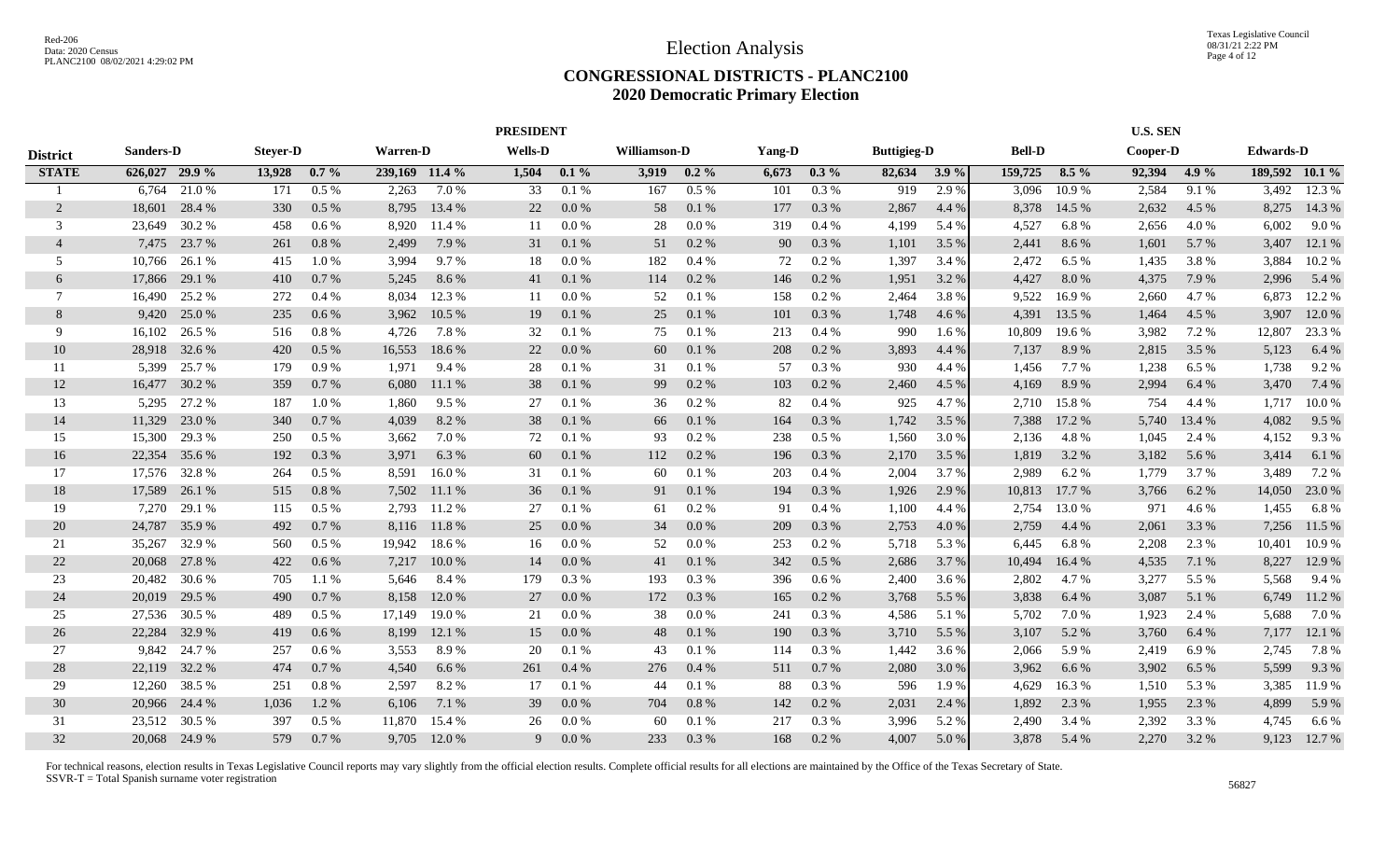# Election Analysis

## CONGRESSIONAL DISTRICTS - PLANC2100
## 2020 Democratic Primary Election

| | PRESIDENT | | | | | | | | | | | | | | U.S. SEN | | | | | |
|---|---|---|---|---|---|---|---|---|---|---|---|---|---|---|---|---|---|---|---|---|
| **District** | **Sanders-D** | | **Steyer-D** | | **Warren-D** | | **Wells-D** | | **Williamson-D** | | **Yang-D** | | **Buttigieg-D** | | **Bell-D** | | **Cooper-D** | | **Edwards-D** | |
| **STATE** | **626,027** | **29.9 %** | **13,928** | **0.7 %** | **239,169** | **11.4 %** | **1,504** | **0.1 %** | **3,919** | **0.2 %** | **6,673** | **0.3 %** | **82,634** | **3.9 %** | **159,725** | **8.5 %** | **92,394** | **4.9 %** | **189,592** | **10.1 %** |
| 1 | 6,764 | 21.0 % | 171 | 0.5 % | 2,263 | 7.0 % | 33 | 0.1 % | 167 | 0.5 % | 101 | 0.3 % | 919 | 2.9 % | 3,096 | 10.9 % | 2,584 | 9.1 % | 3,492 | 12.3 % |
| 2 | 18,601 | 28.4 % | 330 | 0.5 % | 8,795 | 13.4 % | 22 | 0.0 % | 58 | 0.1 % | 177 | 0.3 % | 2,867 | 4.4 % | 8,378 | 14.5 % | 2,632 | 4.5 % | 8,275 | 14.3 % |
| 3 | 23,649 | 30.2 % | 458 | 0.6 % | 8,920 | 11.4 % | 11 | 0.0 % | 28 | 0.0 % | 319 | 0.4 % | 4,199 | 5.4 % | 4,527 | 6.8 % | 2,656 | 4.0 % | 6,002 | 9.0 % |
| 4 | 7,475 | 23.7 % | 261 | 0.8 % | 2,499 | 7.9 % | 31 | 0.1 % | 51 | 0.2 % | 90 | 0.3 % | 1,101 | 3.5 % | 2,441 | 8.6 % | 1,601 | 5.7 % | 3,407 | 12.1 % |
| 5 | 10,766 | 26.1 % | 415 | 1.0 % | 3,994 | 9.7 % | 18 | 0.0 % | 182 | 0.4 % | 72 | 0.2 % | 1,397 | 3.4 % | 2,472 | 6.5 % | 1,435 | 3.8 % | 3,884 | 10.2 % |
| 6 | 17,866 | 29.1 % | 410 | 0.7 % | 5,245 | 8.6 % | 41 | 0.1 % | 114 | 0.2 % | 146 | 0.2 % | 1,951 | 3.2 % | 4,427 | 8.0 % | 4,375 | 7.9 % | 2,996 | 5.4 % |
| 7 | 16,490 | 25.2 % | 272 | 0.4 % | 8,034 | 12.3 % | 11 | 0.0 % | 52 | 0.1 % | 158 | 0.2 % | 2,464 | 3.8 % | 9,522 | 16.9 % | 2,660 | 4.7 % | 6,873 | 12.2 % |
| 8 | 9,420 | 25.0 % | 235 | 0.6 % | 3,962 | 10.5 % | 19 | 0.1 % | 25 | 0.1 % | 101 | 0.3 % | 1,748 | 4.6 % | 4,391 | 13.5 % | 1,464 | 4.5 % | 3,907 | 12.0 % |
| 9 | 16,102 | 26.5 % | 516 | 0.8 % | 4,726 | 7.8 % | 32 | 0.1 % | 75 | 0.1 % | 213 | 0.4 % | 990 | 1.6 % | 10,809 | 19.6 % | 3,982 | 7.2 % | 12,807 | 23.3 % |
| 10 | 28,918 | 32.6 % | 420 | 0.5 % | 16,553 | 18.6 % | 22 | 0.0 % | 60 | 0.1 % | 208 | 0.2 % | 3,893 | 4.4 % | 7,137 | 8.9 % | 2,815 | 3.5 % | 5,123 | 6.4 % |
| 11 | 5,399 | 25.7 % | 179 | 0.9 % | 1,971 | 9.4 % | 28 | 0.1 % | 31 | 0.1 % | 57 | 0.3 % | 930 | 4.4 % | 1,456 | 7.7 % | 1,238 | 6.5 % | 1,738 | 9.2 % |
| 12 | 16,477 | 30.2 % | 359 | 0.7 % | 6,080 | 11.1 % | 38 | 0.1 % | 99 | 0.2 % | 103 | 0.2 % | 2,460 | 4.5 % | 4,169 | 8.9 % | 2,994 | 6.4 % | 3,470 | 7.4 % |
| 13 | 5,295 | 27.2 % | 187 | 1.0 % | 1,860 | 9.5 % | 27 | 0.1 % | 36 | 0.2 % | 82 | 0.4 % | 925 | 4.7 % | 2,710 | 15.8 % | 754 | 4.4 % | 1,717 | 10.0 % |
| 14 | 11,329 | 23.0 % | 340 | 0.7 % | 4,039 | 8.2 % | 38 | 0.1 % | 66 | 0.1 % | 164 | 0.3 % | 1,742 | 3.5 % | 7,388 | 17.2 % | 5,740 | 13.4 % | 4,082 | 9.5 % |
| 15 | 15,300 | 29.3 % | 250 | 0.5 % | 3,662 | 7.0 % | 72 | 0.1 % | 93 | 0.2 % | 238 | 0.5 % | 1,560 | 3.0 % | 2,136 | 4.8 % | 1,045 | 2.4 % | 4,152 | 9.3 % |
| 16 | 22,354 | 35.6 % | 192 | 0.3 % | 3,971 | 6.3 % | 60 | 0.1 % | 112 | 0.2 % | 196 | 0.3 % | 2,170 | 3.5 % | 1,819 | 3.2 % | 3,182 | 5.6 % | 3,414 | 6.1 % |
| 17 | 17,576 | 32.8 % | 264 | 0.5 % | 8,591 | 16.0 % | 31 | 0.1 % | 60 | 0.1 % | 203 | 0.4 % | 2,004 | 3.7 % | 2,989 | 6.2 % | 1,779 | 3.7 % | 3,489 | 7.2 % |
| 18 | 17,589 | 26.1 % | 515 | 0.8 % | 7,502 | 11.1 % | 36 | 0.1 % | 91 | 0.1 % | 194 | 0.3 % | 1,926 | 2.9 % | 10,813 | 17.7 % | 3,766 | 6.2 % | 14,050 | 23.0 % |
| 19 | 7,270 | 29.1 % | 115 | 0.5 % | 2,793 | 11.2 % | 27 | 0.1 % | 61 | 0.2 % | 91 | 0.4 % | 1,100 | 4.4 % | 2,754 | 13.0 % | 971 | 4.6 % | 1,455 | 6.8 % |
| 20 | 24,787 | 35.9 % | 492 | 0.7 % | 8,116 | 11.8 % | 25 | 0.0 % | 34 | 0.0 % | 209 | 0.3 % | 2,753 | 4.0 % | 2,759 | 4.4 % | 2,061 | 3.3 % | 7,256 | 11.5 % |
| 21 | 35,267 | 32.9 % | 560 | 0.5 % | 19,942 | 18.6 % | 16 | 0.0 % | 52 | 0.0 % | 253 | 0.2 % | 5,718 | 5.3 % | 6,445 | 6.8 % | 2,208 | 2.3 % | 10,401 | 10.9 % |
| 22 | 20,068 | 27.8 % | 422 | 0.6 % | 7,217 | 10.0 % | 14 | 0.0 % | 41 | 0.1 % | 342 | 0.5 % | 2,686 | 3.7 % | 10,494 | 16.4 % | 4,535 | 7.1 % | 8,227 | 12.9 % |
| 23 | 20,482 | 30.6 % | 705 | 1.1 % | 5,646 | 8.4 % | 179 | 0.3 % | 193 | 0.3 % | 396 | 0.6 % | 2,400 | 3.6 % | 2,802 | 4.7 % | 3,277 | 5.5 % | 5,568 | 9.4 % |
| 24 | 20,019 | 29.5 % | 490 | 0.7 % | 8,158 | 12.0 % | 27 | 0.0 % | 172 | 0.3 % | 165 | 0.2 % | 3,768 | 5.5 % | 3,838 | 6.4 % | 3,087 | 5.1 % | 6,749 | 11.2 % |
| 25 | 27,536 | 30.5 % | 489 | 0.5 % | 17,149 | 19.0 % | 21 | 0.0 % | 38 | 0.0 % | 241 | 0.3 % | 4,586 | 5.1 % | 5,702 | 7.0 % | 1,923 | 2.4 % | 5,688 | 7.0 % |
| 26 | 22,284 | 32.9 % | 419 | 0.6 % | 8,199 | 12.1 % | 15 | 0.0 % | 48 | 0.1 % | 190 | 0.3 % | 3,710 | 5.5 % | 3,107 | 5.2 % | 3,760 | 6.4 % | 7,177 | 12.1 % |
| 27 | 9,842 | 24.7 % | 257 | 0.6 % | 3,553 | 8.9 % | 20 | 0.1 % | 43 | 0.1 % | 114 | 0.3 % | 1,442 | 3.6 % | 2,066 | 5.9 % | 2,419 | 6.9 % | 2,745 | 7.8 % |
| 28 | 22,119 | 32.2 % | 474 | 0.7 % | 4,540 | 6.6 % | 261 | 0.4 % | 276 | 0.4 % | 511 | 0.7 % | 2,080 | 3.0 % | 3,962 | 6.6 % | 3,902 | 6.5 % | 5,599 | 9.3 % |
| 29 | 12,260 | 38.5 % | 251 | 0.8 % | 2,597 | 8.2 % | 17 | 0.1 % | 44 | 0.1 % | 88 | 0.3 % | 596 | 1.9 % | 4,629 | 16.3 % | 1,510 | 5.3 % | 3,385 | 11.9 % |
| 30 | 20,966 | 24.4 % | 1,036 | 1.2 % | 6,106 | 7.1 % | 39 | 0.0 % | 704 | 0.8 % | 142 | 0.2 % | 2,031 | 2.4 % | 1,892 | 2.3 % | 1,955 | 2.3 % | 4,899 | 5.9 % |
| 31 | 23,512 | 30.5 % | 397 | 0.5 % | 11,870 | 15.4 % | 26 | 0.0 % | 60 | 0.1 % | 217 | 0.3 % | 3,996 | 5.2 % | 2,490 | 3.4 % | 2,392 | 3.3 % | 4,745 | 6.6 % |
| 32 | 20,068 | 24.9 % | 579 | 0.7 % | 9,705 | 12.0 % | 9 | 0.0 % | 233 | 0.3 % | 168 | 0.2 % | 4,007 | 5.0 % | 3,878 | 5.4 % | 2,270 | 3.2 % | 9,123 | 12.7 % |

For technical reasons, election results in Texas Legislative Council reports may vary slightly from the official election results. Complete official results for all elections are maintained by the Office of the Texas Secretary of State.
SSVR-T = Total Spanish surname voter registration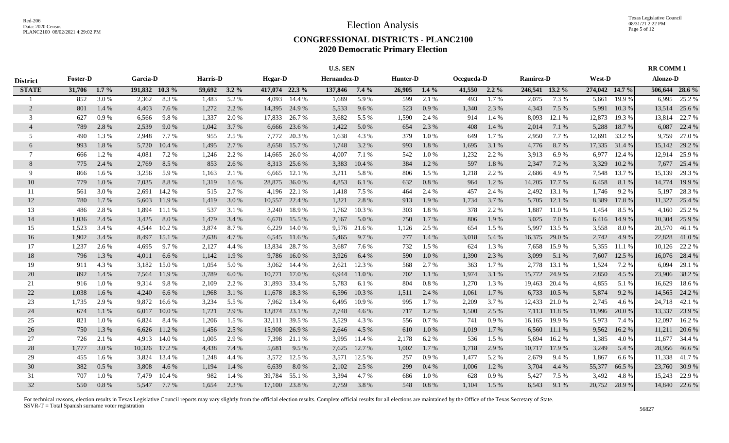# Election Analysis

## CONGRESSIONAL DISTRICTS - PLANC2100

### 2020 Democratic Primary Election

| | U.S. SEN | | | | | | | | | | | | | | | | | | RR COMM 1 | |
|---|---|---|---|---|---|---|---|---|---|---|---|---|---|---|---|---|---|---|---|---|
| District | Foster-D | | Garcia-D | | Harris-D | | Hegar-D | | Hernandez-D | | Hunter-D | | Ocegueda-D | | Ramirez-D | | West-D | | Alonzo-D | |
| STATE | 31,706 | 1.7 % | 191,832 | 10.3 % | 59,692 | 3.2 % | 417,074 | 22.3 % | 137,846 | 7.4 % | 26,905 | 1.4 % | 41,550 | 2.2 % | 246,541 | 13.2 % | 274,042 | 14.7 % | 506,644 | 28.6 % |
| 1 | 852 | 3.0 % | 2,362 | 8.3 % | 1,483 | 5.2 % | 4,093 | 14.4 % | 1,689 | 5.9 % | 599 | 2.1 % | 493 | 1.7 % | 2,075 | 7.3 % | 5,661 | 19.9 % | 6,995 | 25.2 % |
| 2 | 801 | 1.4 % | 4,403 | 7.6 % | 1,272 | 2.2 % | 14,395 | 24.9 % | 5,533 | 9.6 % | 523 | 0.9 % | 1,340 | 2.3 % | 4,343 | 7.5 % | 5,991 | 10.3 % | 13,514 | 25.6 % |
| 3 | 627 | 0.9 % | 6,566 | 9.8 % | 1,337 | 2.0 % | 17,833 | 26.7 % | 3,682 | 5.5 % | 1,590 | 2.4 % | 914 | 1.4 % | 8,093 | 12.1 % | 12,873 | 19.3 % | 13,814 | 22.7 % |
| 4 | 789 | 2.8 % | 2,539 | 9.0 % | 1,042 | 3.7 % | 6,666 | 23.6 % | 1,422 | 5.0 % | 654 | 2.3 % | 408 | 1.4 % | 2,014 | 7.1 % | 5,288 | 18.7 % | 6,087 | 22.4 % |
| 5 | 490 | 1.3 % | 2,948 | 7.7 % | 955 | 2.5 % | 7,772 | 20.3 % | 1,638 | 4.3 % | 379 | 1.0 % | 649 | 1.7 % | 2,950 | 7.7 % | 12,691 | 33.2 % | 9,759 | 27.0 % |
| 6 | 993 | 1.8 % | 5,720 | 10.4 % | 1,495 | 2.7 % | 8,658 | 15.7 % | 1,748 | 3.2 % | 993 | 1.8 % | 1,695 | 3.1 % | 4,776 | 8.7 % | 17,335 | 31.4 % | 15,142 | 29.2 % |
| 7 | 666 | 1.2 % | 4,081 | 7.2 % | 1,246 | 2.2 % | 14,665 | 26.0 % | 4,007 | 7.1 % | 542 | 1.0 % | 1,232 | 2.2 % | 3,913 | 6.9 % | 6,977 | 12.4 % | 12,914 | 25.9 % |
| 8 | 775 | 2.4 % | 2,769 | 8.5 % | 853 | 2.6 % | 8,313 | 25.6 % | 3,383 | 10.4 % | 384 | 1.2 % | 597 | 1.8 % | 2,347 | 7.2 % | 3,329 | 10.2 % | 7,677 | 25.4 % |
| 9 | 866 | 1.6 % | 3,256 | 5.9 % | 1,163 | 2.1 % | 6,665 | 12.1 % | 3,211 | 5.8 % | 806 | 1.5 % | 1,218 | 2.2 % | 2,686 | 4.9 % | 7,548 | 13.7 % | 15,139 | 29.3 % |
| 10 | 779 | 1.0 % | 7,035 | 8.8 % | 1,319 | 1.6 % | 28,875 | 36.0 % | 4,853 | 6.1 % | 632 | 0.8 % | 964 | 1.2 % | 14,205 | 17.7 % | 6,458 | 8.1 % | 14,774 | 19.9 % |
| 11 | 561 | 3.0 % | 2,691 | 14.2 % | 515 | 2.7 % | 4,196 | 22.1 % | 1,418 | 7.5 % | 464 | 2.4 % | 457 | 2.4 % | 2,492 | 13.1 % | 1,746 | 9.2 % | 5,197 | 28.3 % |
| 12 | 780 | 1.7 % | 5,603 | 11.9 % | 1,419 | 3.0 % | 10,557 | 22.4 % | 1,321 | 2.8 % | 913 | 1.9 % | 1,734 | 3.7 % | 5,705 | 12.1 % | 8,389 | 17.8 % | 11,327 | 25.4 % |
| 13 | 486 | 2.8 % | 1,894 | 11.1 % | 537 | 3.1 % | 3,240 | 18.9 % | 1,762 | 10.3 % | 303 | 1.8 % | 378 | 2.2 % | 1,887 | 11.0 % | 1,454 | 8.5 % | 4,160 | 25.2 % |
| 14 | 1,036 | 2.4 % | 3,425 | 8.0 % | 1,479 | 3.4 % | 6,670 | 15.5 % | 2,167 | 5.0 % | 750 | 1.7 % | 806 | 1.9 % | 3,025 | 7.0 % | 6,416 | 14.9 % | 10,304 | 25.9 % |
| 15 | 1,523 | 3.4 % | 4,544 | 10.2 % | 3,874 | 8.7 % | 6,229 | 14.0 % | 9,576 | 21.6 % | 1,126 | 2.5 % | 654 | 1.5 % | 5,997 | 13.5 % | 3,558 | 8.0 % | 20,570 | 46.1 % |
| 16 | 1,902 | 3.4 % | 8,497 | 15.1 % | 2,638 | 4.7 % | 6,545 | 11.6 % | 5,465 | 9.7 % | 777 | 1.4 % | 3,018 | 5.4 % | 16,375 | 29.0 % | 2,742 | 4.9 % | 22,828 | 41.0 % |
| 17 | 1,237 | 2.6 % | 4,695 | 9.7 % | 2,127 | 4.4 % | 13,834 | 28.7 % | 3,687 | 7.6 % | 732 | 1.5 % | 624 | 1.3 % | 7,658 | 15.9 % | 5,355 | 11.1 % | 10,126 | 22.2 % |
| 18 | 796 | 1.3 % | 4,011 | 6.6 % | 1,142 | 1.9 % | 9,786 | 16.0 % | 3,926 | 6.4 % | 590 | 1.0 % | 1,390 | 2.3 % | 3,099 | 5.1 % | 7,607 | 12.5 % | 16,076 | 28.4 % |
| 19 | 911 | 4.3 % | 3,182 | 15.0 % | 1,054 | 5.0 % | 3,062 | 14.4 % | 2,621 | 12.3 % | 568 | 2.7 % | 363 | 1.7 % | 2,778 | 13.1 % | 1,524 | 7.2 % | 6,094 | 29.1 % |
| 20 | 892 | 1.4 % | 7,564 | 11.9 % | 3,789 | 6.0 % | 10,771 | 17.0 % | 6,944 | 11.0 % | 702 | 1.1 % | 1,974 | 3.1 % | 15,772 | 24.9 % | 2,850 | 4.5 % | 23,906 | 38.2 % |
| 21 | 916 | 1.0 % | 9,314 | 9.8 % | 2,109 | 2.2 % | 31,893 | 33.4 % | 5,783 | 6.1 % | 804 | 0.8 % | 1,270 | 1.3 % | 19,463 | 20.4 % | 4,855 | 5.1 % | 16,629 | 18.6 % |
| 22 | 1,038 | 1.6 % | 4,240 | 6.6 % | 1,968 | 3.1 % | 11,678 | 18.3 % | 6,596 | 10.3 % | 1,511 | 2.4 % | 1,061 | 1.7 % | 6,733 | 10.5 % | 5,874 | 9.2 % | 14,565 | 24.2 % |
| 23 | 1,735 | 2.9 % | 9,872 | 16.6 % | 3,234 | 5.5 % | 7,962 | 13.4 % | 6,495 | 10.9 % | 995 | 1.7 % | 2,209 | 3.7 % | 12,433 | 21.0 % | 2,745 | 4.6 % | 24,718 | 42.1 % |
| 24 | 674 | 1.1 % | 6,017 | 10.0 % | 1,721 | 2.9 % | 13,874 | 23.1 % | 2,748 | 4.6 % | 717 | 1.2 % | 1,500 | 2.5 % | 7,113 | 11.8 % | 11,996 | 20.0 % | 13,337 | 23.9 % |
| 25 | 821 | 1.0 % | 6,824 | 8.4 % | 1,206 | 1.5 % | 32,111 | 39.5 % | 3,529 | 4.3 % | 556 | 0.7 % | 741 | 0.9 % | 16,165 | 19.9 % | 5,973 | 7.4 % | 12,097 | 16.2 % |
| 26 | 750 | 1.3 % | 6,626 | 11.2 % | 1,456 | 2.5 % | 15,908 | 26.9 % | 2,646 | 4.5 % | 610 | 1.0 % | 1,019 | 1.7 % | 6,560 | 11.1 % | 9,562 | 16.2 % | 11,211 | 20.6 % |
| 27 | 726 | 2.1 % | 4,913 | 14.0 % | 1,005 | 2.9 % | 7,398 | 21.1 % | 3,995 | 11.4 % | 2,178 | 6.2 % | 536 | 1.5 % | 5,694 | 16.2 % | 1,385 | 4.0 % | 11,677 | 34.4 % |
| 28 | 1,777 | 3.0 % | 10,326 | 17.2 % | 4,438 | 7.4 % | 5,681 | 9.5 % | 7,625 | 12.7 % | 1,002 | 1.7 % | 1,718 | 2.9 % | 10,717 | 17.9 % | 3,249 | 5.4 % | 28,956 | 46.6 % |
| 29 | 455 | 1.6 % | 3,824 | 13.4 % | 1,248 | 4.4 % | 3,572 | 12.5 % | 3,571 | 12.5 % | 257 | 0.9 % | 1,477 | 5.2 % | 2,679 | 9.4 % | 1,867 | 6.6 % | 11,338 | 41.7 % |
| 30 | 382 | 0.5 % | 3,808 | 4.6 % | 1,194 | 1.4 % | 6,639 | 8.0 % | 2,102 | 2.5 % | 299 | 0.4 % | 1,006 | 1.2 % | 3,704 | 4.4 % | 55,377 | 66.5 % | 23,760 | 30.9 % |
| 31 | 707 | 1.0 % | 7,479 | 10.4 % | 982 | 1.4 % | 39,784 | 55.1 % | 3,394 | 4.7 % | 686 | 1.0 % | 628 | 0.9 % | 5,427 | 7.5 % | 3,492 | 4.8 % | 15,243 | 22.9 % |
| 32 | 550 | 0.8 % | 5,547 | 7.7 % | 1,654 | 2.3 % | 17,100 | 23.8 % | 2,759 | 3.8 % | 548 | 0.8 % | 1,104 | 1.5 % | 6,543 | 9.1 % | 20,752 | 28.9 % | 14,840 | 22.6 % |

For technical reasons, election results in Texas Legislative Council reports may vary slightly from the official election results. Complete official results for all elections are maintained by the Office of the Texas Secretary of State.
SSVR-T = Total Spanish surname voter registration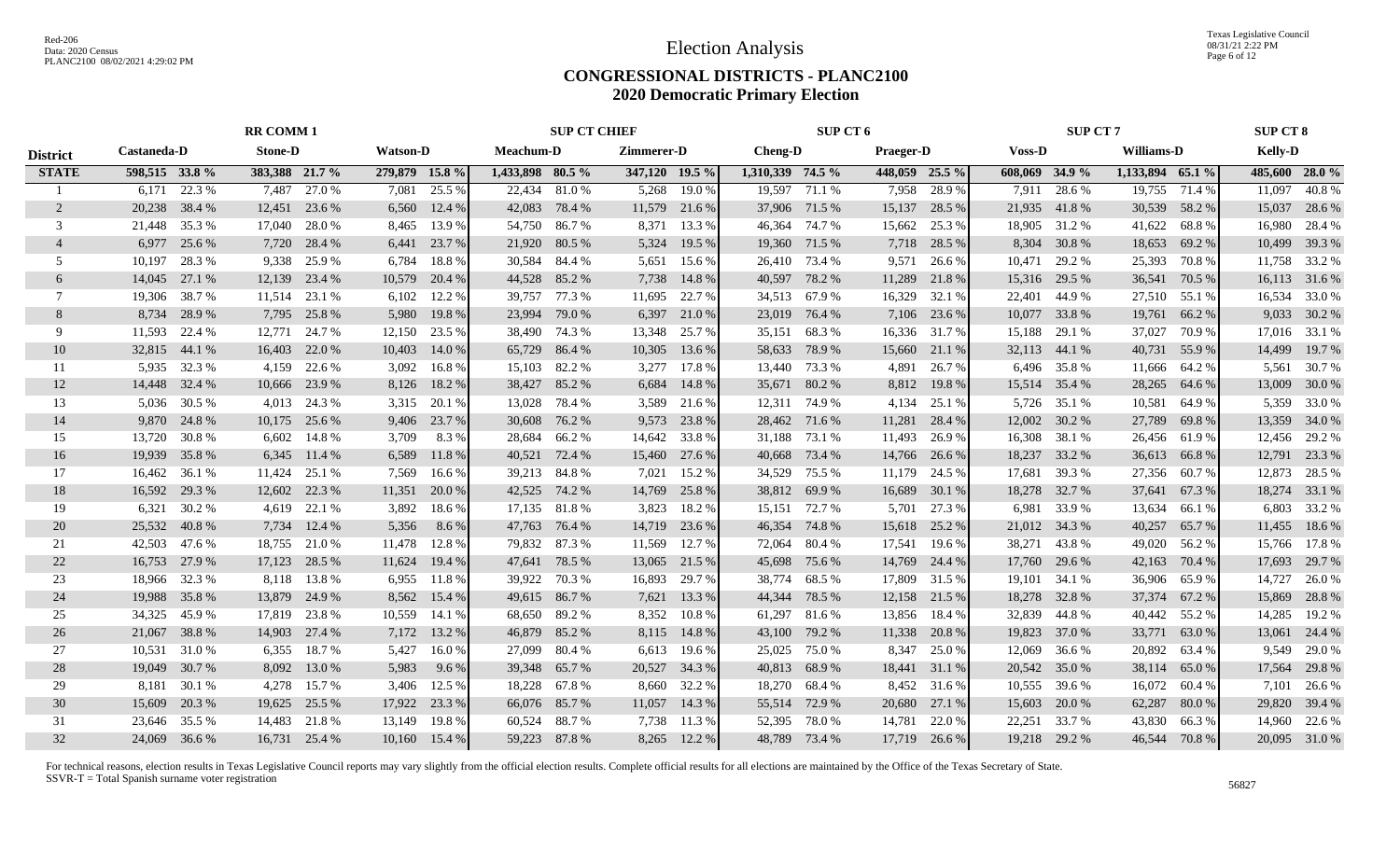# Election Analysis

## CONGRESSIONAL DISTRICTS - PLANC2100
## 2020 Democratic Primary Election

Red-206
Data: 2020 Census
PLANC2100 08/02/2021 4:29:02 PM

Texas Legislative Council
08/31/21 2:22 PM

| | RR COMM 1 | | | | | | SUP CT CHIEF | | | | SUP CT 6 | | | | SUP CT 7 | | | | SUP CT 8 | |
|---|---|---|---|---|---|---|---|---|---|---|---|---|---|---|---|---|---|---|---|---|
| **District** | **Castaneda-D** | | **Stone-D** | | **Watson-D** | | **Meachum-D** | | **Zimmerer-D** | | **Cheng-D** | | **Praeger-D** | | **Voss-D** | | **Williams-D** | | **Kelly-D** | |
| **STATE** | **598,515** | **33.8 %** | **383,388** | **21.7 %** | **279,879** | **15.8 %** | **1,433,898** | **80.5 %** | **347,120** | **19.5 %** | **1,310,339** | **74.5 %** | **448,059** | **25.5 %** | **608,069** | **34.9 %** | **1,133,894** | **65.1 %** | **485,600** | **28.0 %** |
| 1 | 6,171 | 22.3 % | 7,487 | 27.0 % | 7,081 | 25.5 % | 22,434 | 81.0 % | 5,268 | 19.0 % | 19,597 | 71.1 % | 7,958 | 28.9 % | 7,911 | 28.6 % | 19,755 | 71.4 % | 11,097 | 40.8 % |
| 2 | 20,238 | 38.4 % | 12,451 | 23.6 % | 6,560 | 12.4 % | 42,083 | 78.4 % | 11,579 | 21.6 % | 37,906 | 71.5 % | 15,137 | 28.5 % | 21,935 | 41.8 % | 30,539 | 58.2 % | 15,037 | 28.6 % |
| 3 | 21,448 | 35.3 % | 17,040 | 28.0 % | 8,465 | 13.9 % | 54,750 | 86.7 % | 8,371 | 13.3 % | 46,364 | 74.7 % | 15,662 | 25.3 % | 18,905 | 31.2 % | 41,622 | 68.8 % | 16,980 | 28.4 % |
| 4 | 6,977 | 25.6 % | 7,720 | 28.4 % | 6,441 | 23.7 % | 21,920 | 80.5 % | 5,324 | 19.5 % | 19,360 | 71.5 % | 7,718 | 28.5 % | 8,304 | 30.8 % | 18,653 | 69.2 % | 10,499 | 39.3 % |
| 5 | 10,197 | 28.3 % | 9,338 | 25.9 % | 6,784 | 18.8 % | 30,584 | 84.4 % | 5,651 | 15.6 % | 26,410 | 73.4 % | 9,571 | 26.6 % | 10,471 | 29.2 % | 25,393 | 70.8 % | 11,758 | 33.2 % |
| 6 | 14,045 | 27.1 % | 12,139 | 23.4 % | 10,579 | 20.4 % | 44,528 | 85.2 % | 7,738 | 14.8 % | 40,597 | 78.2 % | 11,289 | 21.8 % | 15,316 | 29.5 % | 36,541 | 70.5 % | 16,113 | 31.6 % |
| 7 | 19,306 | 38.7 % | 11,514 | 23.1 % | 6,102 | 12.2 % | 39,757 | 77.3 % | 11,695 | 22.7 % | 34,513 | 67.9 % | 16,329 | 32.1 % | 22,401 | 44.9 % | 27,510 | 55.1 % | 16,534 | 33.0 % |
| 8 | 8,734 | 28.9 % | 7,795 | 25.8 % | 5,980 | 19.8 % | 23,994 | 79.0 % | 6,397 | 21.0 % | 23,019 | 76.4 % | 7,106 | 23.6 % | 10,077 | 33.8 % | 19,761 | 66.2 % | 9,033 | 30.2 % |
| 9 | 11,593 | 22.4 % | 12,771 | 24.7 % | 12,150 | 23.5 % | 38,490 | 74.3 % | 13,348 | 25.7 % | 35,151 | 68.3 % | 16,336 | 31.7 % | 15,188 | 29.1 % | 37,027 | 70.9 % | 17,016 | 33.1 % |
| 10 | 32,815 | 44.1 % | 16,403 | 22.0 % | 10,403 | 14.0 % | 65,729 | 86.4 % | 10,305 | 13.6 % | 58,633 | 78.9 % | 15,660 | 21.1 % | 32,113 | 44.1 % | 40,731 | 55.9 % | 14,499 | 19.7 % |
| 11 | 5,935 | 32.3 % | 4,159 | 22.6 % | 3,092 | 16.8 % | 15,103 | 82.2 % | 3,277 | 17.8 % | 13,440 | 73.3 % | 4,891 | 26.7 % | 6,496 | 35.8 % | 11,666 | 64.2 % | 5,561 | 30.7 % |
| 12 | 14,448 | 32.4 % | 10,666 | 23.9 % | 8,126 | 18.2 % | 38,427 | 85.2 % | 6,684 | 14.8 % | 35,671 | 80.2 % | 8,812 | 19.8 % | 15,514 | 35.4 % | 28,265 | 64.6 % | 13,009 | 30.0 % |
| 13 | 5,036 | 30.5 % | 4,013 | 24.3 % | 3,315 | 20.1 % | 13,028 | 78.4 % | 3,589 | 21.6 % | 12,311 | 74.9 % | 4,134 | 25.1 % | 5,726 | 35.1 % | 10,581 | 64.9 % | 5,359 | 33.0 % |
| 14 | 9,870 | 24.8 % | 10,175 | 25.6 % | 9,406 | 23.7 % | 30,608 | 76.2 % | 9,573 | 23.8 % | 28,462 | 71.6 % | 11,281 | 28.4 % | 12,002 | 30.2 % | 27,789 | 69.8 % | 13,359 | 34.0 % |
| 15 | 13,720 | 30.8 % | 6,602 | 14.8 % | 3,709 | 8.3 % | 28,684 | 66.2 % | 14,642 | 33.8 % | 31,188 | 73.1 % | 11,493 | 26.9 % | 16,308 | 38.1 % | 26,456 | 61.9 % | 12,456 | 29.2 % |
| 16 | 19,939 | 35.8 % | 6,345 | 11.4 % | 6,589 | 11.8 % | 40,521 | 72.4 % | 15,460 | 27.6 % | 40,668 | 73.4 % | 14,766 | 26.6 % | 18,237 | 33.2 % | 36,613 | 66.8 % | 12,791 | 23.3 % |
| 17 | 16,462 | 36.1 % | 11,424 | 25.1 % | 7,569 | 16.6 % | 39,213 | 84.8 % | 7,021 | 15.2 % | 34,529 | 75.5 % | 11,179 | 24.5 % | 17,681 | 39.3 % | 27,356 | 60.7 % | 12,873 | 28.5 % |
| 18 | 16,592 | 29.3 % | 12,602 | 22.3 % | 11,351 | 20.0 % | 42,525 | 74.2 % | 14,769 | 25.8 % | 38,812 | 69.9 % | 16,689 | 30.1 % | 18,278 | 32.7 % | 37,641 | 67.3 % | 18,274 | 33.1 % |
| 19 | 6,321 | 30.2 % | 4,619 | 22.1 % | 3,892 | 18.6 % | 17,135 | 81.8 % | 3,823 | 18.2 % | 15,151 | 72.7 % | 5,701 | 27.3 % | 6,981 | 33.9 % | 13,634 | 66.1 % | 6,803 | 33.2 % |
| 20 | 25,532 | 40.8 % | 7,734 | 12.4 % | 5,356 | 8.6 % | 47,763 | 76.4 % | 14,719 | 23.6 % | 46,354 | 74.8 % | 15,618 | 25.2 % | 21,012 | 34.3 % | 40,257 | 65.7 % | 11,455 | 18.6 % |
| 21 | 42,503 | 47.6 % | 18,755 | 21.0 % | 11,478 | 12.8 % | 79,832 | 87.3 % | 11,569 | 12.7 % | 72,064 | 80.4 % | 17,541 | 19.6 % | 38,271 | 43.8 % | 49,020 | 56.2 % | 15,766 | 17.8 % |
| 22 | 16,753 | 27.9 % | 17,123 | 28.5 % | 11,624 | 19.4 % | 47,641 | 78.5 % | 13,065 | 21.5 % | 45,698 | 75.6 % | 14,769 | 24.4 % | 17,760 | 29.6 % | 42,163 | 70.4 % | 17,693 | 29.7 % |
| 23 | 18,966 | 32.3 % | 8,118 | 13.8 % | 6,955 | 11.8 % | 39,922 | 70.3 % | 16,893 | 29.7 % | 38,774 | 68.5 % | 17,809 | 31.5 % | 19,101 | 34.1 % | 36,906 | 65.9 % | 14,727 | 26.0 % |
| 24 | 19,988 | 35.8 % | 13,879 | 24.9 % | 8,562 | 15.4 % | 49,615 | 86.7 % | 7,621 | 13.3 % | 44,344 | 78.5 % | 12,158 | 21.5 % | 18,278 | 32.8 % | 37,374 | 67.2 % | 15,869 | 28.8 % |
| 25 | 34,325 | 45.9 % | 17,819 | 23.8 % | 10,559 | 14.1 % | 68,650 | 89.2 % | 8,352 | 10.8 % | 61,297 | 81.6 % | 13,856 | 18.4 % | 32,839 | 44.8 % | 40,442 | 55.2 % | 14,285 | 19.2 % |
| 26 | 21,067 | 38.8 % | 14,903 | 27.4 % | 7,172 | 13.2 % | 46,879 | 85.2 % | 8,115 | 14.8 % | 43,100 | 79.2 % | 11,338 | 20.8 % | 19,823 | 37.0 % | 33,771 | 63.0 % | 13,061 | 24.4 % |
| 27 | 10,531 | 31.0 % | 6,355 | 18.7 % | 5,427 | 16.0 % | 27,099 | 80.4 % | 6,613 | 19.6 % | 25,025 | 75.0 % | 8,347 | 25.0 % | 12,069 | 36.6 % | 20,892 | 63.4 % | 9,549 | 29.0 % |
| 28 | 19,049 | 30.7 % | 8,092 | 13.0 % | 5,983 | 9.6 % | 39,348 | 65.7 % | 20,527 | 34.3 % | 40,813 | 68.9 % | 18,441 | 31.1 % | 20,542 | 35.0 % | 38,114 | 65.0 % | 17,564 | 29.8 % |
| 29 | 8,181 | 30.1 % | 4,278 | 15.7 % | 3,406 | 12.5 % | 18,228 | 67.8 % | 8,660 | 32.2 % | 18,270 | 68.4 % | 8,452 | 31.6 % | 10,555 | 39.6 % | 16,072 | 60.4 % | 7,101 | 26.6 % |
| 30 | 15,609 | 20.3 % | 19,625 | 25.5 % | 17,922 | 23.3 % | 66,076 | 85.7 % | 11,057 | 14.3 % | 55,514 | 72.9 % | 20,680 | 27.1 % | 15,603 | 20.0 % | 62,287 | 80.0 % | 29,820 | 39.4 % |
| 31 | 23,646 | 35.5 % | 14,483 | 21.8 % | 13,149 | 19.8 % | 60,524 | 88.7 % | 7,738 | 11.3 % | 52,395 | 78.0 % | 14,781 | 22.0 % | 22,251 | 33.7 % | 43,830 | 66.3 % | 14,960 | 22.6 % |
| 32 | 24,069 | 36.6 % | 16,731 | 25.4 % | 10,160 | 15.4 % | 59,223 | 87.8 % | 8,265 | 12.2 % | 48,789 | 73.4 % | 17,719 | 26.6 % | 19,218 | 29.2 % | 46,544 | 70.8 % | 20,095 | 31.0 % |

For technical reasons, election results in Texas Legislative Council reports may vary slightly from the official election results. Complete official results for all elections are maintained by the Office of the Texas Secretary of State.
SSVR-T = Total Spanish surname voter registration

56827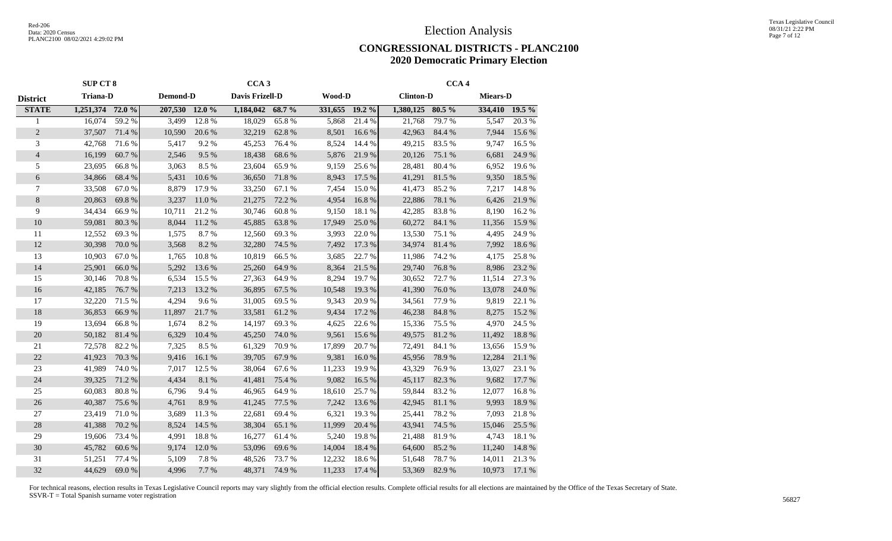# Election Analysis

## CONGRESSIONAL DISTRICTS - PLANC2100
## 2020 Democratic Primary Election

| | SUP CT 8 | | | | CCA 3 | | | | CCA 4 | | | |
|---|---|---|---|---|---|---|---|---|---|---|---|---|
| District | Triana-D | | Demond-D | | Davis Frizell-D | | Wood-D | | Clinton-D | | Miears-D | |
| **STATE** | **1,251,374** | **72.0 %** | **207,530** | **12.0 %** | **1,184,042** | **68.7 %** | **331,655** | **19.2 %** | **1,380,125** | **80.5 %** | **334,410** | **19.5 %** |
| 1 | 16,074 | 59.2 % | 3,499 | 12.8 % | 18,029 | 65.8 % | 5,868 | 21.4 % | 21,768 | 79.7 % | 5,547 | 20.3 % |
| 2 | 37,507 | 71.4 % | 10,590 | 20.6 % | 32,219 | 62.8 % | 8,501 | 16.6 % | 42,963 | 84.4 % | 7,944 | 15.6 % |
| 3 | 42,768 | 71.6 % | 5,417 | 9.2 % | 45,253 | 76.4 % | 8,524 | 14.4 % | 49,215 | 83.5 % | 9,747 | 16.5 % |
| 4 | 16,199 | 60.7 % | 2,546 | 9.5 % | 18,438 | 68.6 % | 5,876 | 21.9 % | 20,126 | 75.1 % | 6,681 | 24.9 % |
| 5 | 23,695 | 66.8 % | 3,063 | 8.5 % | 23,604 | 65.9 % | 9,159 | 25.6 % | 28,481 | 80.4 % | 6,952 | 19.6 % |
| 6 | 34,866 | 68.4 % | 5,431 | 10.6 % | 36,650 | 71.8 % | 8,943 | 17.5 % | 41,291 | 81.5 % | 9,350 | 18.5 % |
| 7 | 33,508 | 67.0 % | 8,879 | 17.9 % | 33,250 | 67.1 % | 7,454 | 15.0 % | 41,473 | 85.2 % | 7,217 | 14.8 % |
| 8 | 20,863 | 69.8 % | 3,237 | 11.0 % | 21,275 | 72.2 % | 4,954 | 16.8 % | 22,886 | 78.1 % | 6,426 | 21.9 % |
| 9 | 34,434 | 66.9 % | 10,711 | 21.2 % | 30,746 | 60.8 % | 9,150 | 18.1 % | 42,285 | 83.8 % | 8,190 | 16.2 % |
| 10 | 59,081 | 80.3 % | 8,044 | 11.2 % | 45,885 | 63.8 % | 17,949 | 25.0 % | 60,272 | 84.1 % | 11,356 | 15.9 % |
| 11 | 12,552 | 69.3 % | 1,575 | 8.7 % | 12,560 | 69.3 % | 3,993 | 22.0 % | 13,530 | 75.1 % | 4,495 | 24.9 % |
| 12 | 30,398 | 70.0 % | 3,568 | 8.2 % | 32,280 | 74.5 % | 7,492 | 17.3 % | 34,974 | 81.4 % | 7,992 | 18.6 % |
| 13 | 10,903 | 67.0 % | 1,765 | 10.8 % | 10,819 | 66.5 % | 3,685 | 22.7 % | 11,986 | 74.2 % | 4,175 | 25.8 % |
| 14 | 25,901 | 66.0 % | 5,292 | 13.6 % | 25,260 | 64.9 % | 8,364 | 21.5 % | 29,740 | 76.8 % | 8,986 | 23.2 % |
| 15 | 30,146 | 70.8 % | 6,534 | 15.5 % | 27,363 | 64.9 % | 8,294 | 19.7 % | 30,652 | 72.7 % | 11,514 | 27.3 % |
| 16 | 42,185 | 76.7 % | 7,213 | 13.2 % | 36,895 | 67.5 % | 10,548 | 19.3 % | 41,390 | 76.0 % | 13,078 | 24.0 % |
| 17 | 32,220 | 71.5 % | 4,294 | 9.6 % | 31,005 | 69.5 % | 9,343 | 20.9 % | 34,561 | 77.9 % | 9,819 | 22.1 % |
| 18 | 36,853 | 66.9 % | 11,897 | 21.7 % | 33,581 | 61.2 % | 9,434 | 17.2 % | 46,238 | 84.8 % | 8,275 | 15.2 % |
| 19 | 13,694 | 66.8 % | 1,674 | 8.2 % | 14,197 | 69.3 % | 4,625 | 22.6 % | 15,336 | 75.5 % | 4,970 | 24.5 % |
| 20 | 50,182 | 81.4 % | 6,329 | 10.4 % | 45,250 | 74.0 % | 9,561 | 15.6 % | 49,575 | 81.2 % | 11,492 | 18.8 % |
| 21 | 72,578 | 82.2 % | 7,325 | 8.5 % | 61,329 | 70.9 % | 17,899 | 20.7 % | 72,491 | 84.1 % | 13,656 | 15.9 % |
| 22 | 41,923 | 70.3 % | 9,416 | 16.1 % | 39,705 | 67.9 % | 9,381 | 16.0 % | 45,956 | 78.9 % | 12,284 | 21.1 % |
| 23 | 41,989 | 74.0 % | 7,017 | 12.5 % | 38,064 | 67.6 % | 11,233 | 19.9 % | 43,329 | 76.9 % | 13,027 | 23.1 % |
| 24 | 39,325 | 71.2 % | 4,434 | 8.1 % | 41,481 | 75.4 % | 9,082 | 16.5 % | 45,117 | 82.3 % | 9,682 | 17.7 % |
| 25 | 60,083 | 80.8 % | 6,796 | 9.4 % | 46,965 | 64.9 % | 18,610 | 25.7 % | 59,844 | 83.2 % | 12,077 | 16.8 % |
| 26 | 40,387 | 75.6 % | 4,761 | 8.9 % | 41,245 | 77.5 % | 7,242 | 13.6 % | 42,945 | 81.1 % | 9,993 | 18.9 % |
| 27 | 23,419 | 71.0 % | 3,689 | 11.3 % | 22,681 | 69.4 % | 6,321 | 19.3 % | 25,441 | 78.2 % | 7,093 | 21.8 % |
| 28 | 41,388 | 70.2 % | 8,524 | 14.5 % | 38,304 | 65.1 % | 11,999 | 20.4 % | 43,941 | 74.5 % | 15,046 | 25.5 % |
| 29 | 19,606 | 73.4 % | 4,991 | 18.8 % | 16,277 | 61.4 % | 5,240 | 19.8 % | 21,488 | 81.9 % | 4,743 | 18.1 % |
| 30 | 45,782 | 60.6 % | 9,174 | 12.0 % | 53,096 | 69.6 % | 14,004 | 18.4 % | 64,600 | 85.2 % | 11,240 | 14.8 % |
| 31 | 51,251 | 77.4 % | 5,109 | 7.8 % | 48,526 | 73.7 % | 12,232 | 18.6 % | 51,648 | 78.7 % | 14,011 | 21.3 % |
| 32 | 44,629 | 69.0 % | 4,996 | 7.7 % | 48,371 | 74.9 % | 11,233 | 17.4 % | 53,369 | 82.9 % | 10,973 | 17.1 % |

For technical reasons, election results in Texas Legislative Council reports may vary slightly from the official election results. Complete official results for all elections are maintained by the Office of the Texas Secretary of State.
SSVR-T = Total Spanish surname voter registration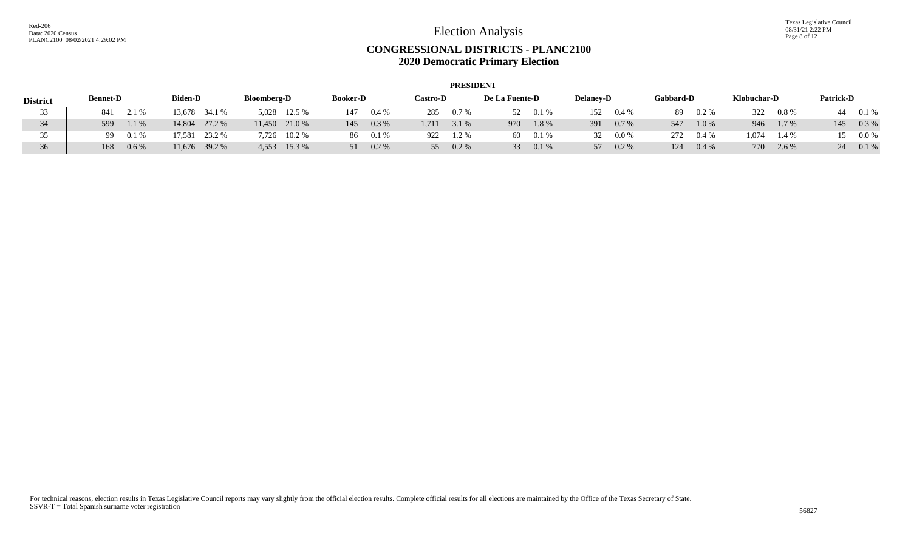# Election Analysis

## CONGRESSIONAL DISTRICTS - PLANC2100
## 2020 Democratic Primary Election

### PRESIDENT

| District | Bennet-D | | Biden-D | | Bloomberg-D | | Booker-D | | Castro-D | | De La Fuente-D | | Delaney-D | | Gabbard-D | | Klobuchar-D | | Patrick-D | |
|---|---|---|---|---|---|---|---|---|---|---|---|---|---|---|---|---|---|---|---|---|
| 33 | 841 | 2.1 % | 13,678 | 34.1 % | 5,028 | 12.5 % | 147 | 0.4 % | 285 | 0.7 % | 52 | 0.1 % | 152 | 0.4 % | 89 | 0.2 % | 322 | 0.8 % | 44 | 0.1 % |
| 34 | 599 | 1.1 % | 14,804 | 27.2 % | 11,450 | 21.0 % | 145 | 0.3 % | 1,711 | 3.1 % | 970 | 1.8 % | 391 | 0.7 % | 547 | 1.0 % | 946 | 1.7 % | 145 | 0.3 % |
| 35 | 99 | 0.1 % | 17,581 | 23.2 % | 7,726 | 10.2 % | 86 | 0.1 % | 922 | 1.2 % | 60 | 0.1 % | 32 | 0.0 % | 272 | 0.4 % | 1,074 | 1.4 % | 15 | 0.0 % |
| 36 | 168 | 0.6 % | 11,676 | 39.2 % | 4,553 | 15.3 % | 51 | 0.2 % | 55 | 0.2 % | 33 | 0.1 % | 57 | 0.2 % | 124 | 0.4 % | 770 | 2.6 % | 24 | 0.1 % |

For technical reasons, election results in Texas Legislative Council reports may vary slightly from the official election results. Complete official results for all elections are maintained by the Office of the Texas Secretary of State.
SSVR-T = Total Spanish surname voter registration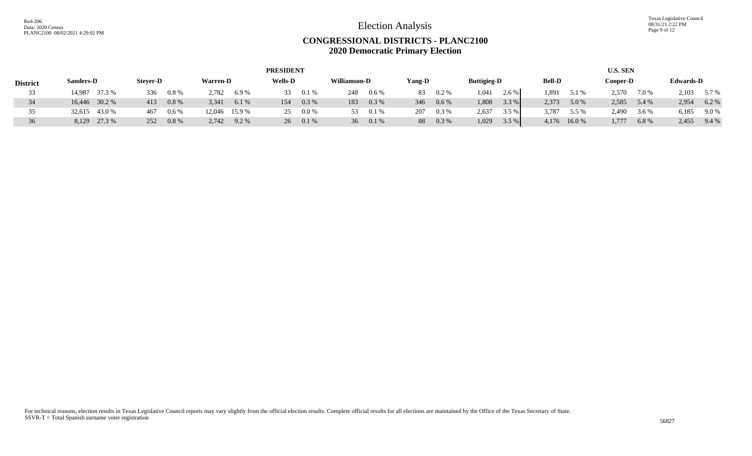# Election Analysis

## CONGRESSIONAL DISTRICTS - PLANC2100
## 2020 Democratic Primary Election

| District | PRESIDENT | | | | | | | | | | | | | | U.S. SEN | | | | | |
|---|---|---|---|---|---|---|---|---|---|---|---|---|---|---|---|---|---|---|---|---|
| | Sanders-D | | Steyer-D | | Warren-D | | Wells-D | | Williamson-D | | Yang-D | | Buttigieg-D | | Bell-D | | Cooper-D | | Edwards-D | |
| 33 | 14,987 | 37.3 % | 336 | 0.8 % | 2,782 | 6.9 % | 33 | 0.1 % | 248 | 0.6 % | 83 | 0.2 % | 1,041 | 2.6 % | 1,891 | 5.1 % | 2,570 | 7.0 % | 2,103 | 5.7 % |
| 34 | 16,446 | 30.2 % | 413 | 0.8 % | 3,341 | 6.1 % | 154 | 0.3 % | 183 | 0.3 % | 346 | 0.6 % | 1,808 | 3.3 % | 2,373 | 5.0 % | 2,585 | 5.4 % | 2,954 | 6.2 % |
| 35 | 32,615 | 43.0 % | 467 | 0.6 % | 12,046 | 15.9 % | 25 | 0.0 % | 53 | 0.1 % | 207 | 0.3 % | 2,637 | 3.5 % | 3,787 | 5.5 % | 2,490 | 3.6 % | 6,185 | 9.0 % |
| 36 | 8,129 | 27.3 % | 252 | 0.8 % | 2,742 | 9.2 % | 26 | 0.1 % | 36 | 0.1 % | 88 | 0.3 % | 1,029 | 3.5 % | 4,176 | 16.0 % | 1,777 | 6.8 % | 2,455 | 9.4 % |

For technical reasons, election results in Texas Legislative Council reports may vary slightly from the official election results. Complete official results for all elections are maintained by the Office of the Texas Secretary of State.
SSVR-T = Total Spanish surname voter registration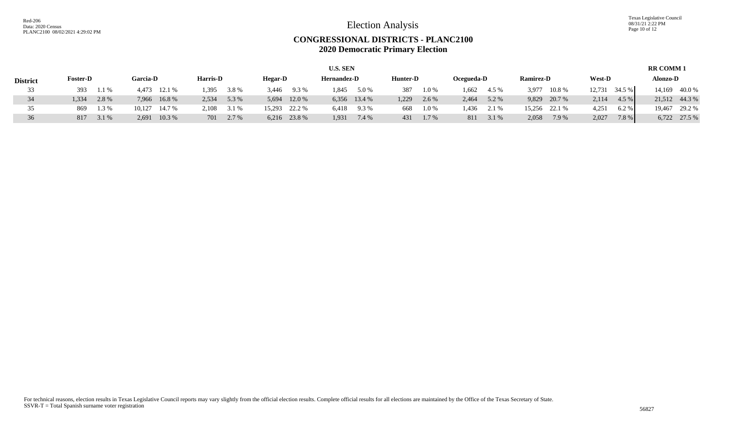# Election Analysis

## CONGRESSIONAL DISTRICTS - PLANC2100
## 2020 Democratic Primary Election

| | U.S. SEN | | | | | | | | | | | | | | | | | | RR COMM 1 | |
|---|---|---|---|---|---|---|---|---|---|---|---|---|---|---|---|---|---|---|---|---|
| **District** | **Foster-D** | | **Garcia-D** | | **Harris-D** | | **Hegar-D** | | **Hernandez-D** | | **Hunter-D** | | **Ocegueda-D** | | **Ramirez-D** | | **West-D** | | **Alonzo-D** | |
| 33 | 393 | 1.1 % | 4,473 | 12.1 % | 1,395 | 3.8 % | 3,446 | 9.3 % | 1,845 | 5.0 % | 387 | 1.0 % | 1,662 | 4.5 % | 3,977 | 10.8 % | 12,731 | 34.5 % | 14,169 | 40.0 % |
| 34 | 1,334 | 2.8 % | 7,966 | 16.8 % | 2,534 | 5.3 % | 5,694 | 12.0 % | 6,356 | 13.4 % | 1,229 | 2.6 % | 2,464 | 5.2 % | 9,829 | 20.7 % | 2,114 | 4.5 % | 21,512 | 44.3 % |
| 35 | 869 | 1.3 % | 10,127 | 14.7 % | 2,108 | 3.1 % | 15,293 | 22.2 % | 6,418 | 9.3 % | 668 | 1.0 % | 1,436 | 2.1 % | 15,256 | 22.1 % | 4,251 | 6.2 % | 19,467 | 29.2 % |
| 36 | 817 | 3.1 % | 2,691 | 10.3 % | 701 | 2.7 % | 6,216 | 23.8 % | 1,931 | 7.4 % | 431 | 1.7 % | 811 | 3.1 % | 2,058 | 7.9 % | 2,027 | 7.8 % | 6,722 | 27.5 % |

For technical reasons, election results in Texas Legislative Council reports may vary slightly from the official election results. Complete official results for all elections are maintained by the Office of the Texas Secretary of State.
SSVR-T = Total Spanish surname voter registration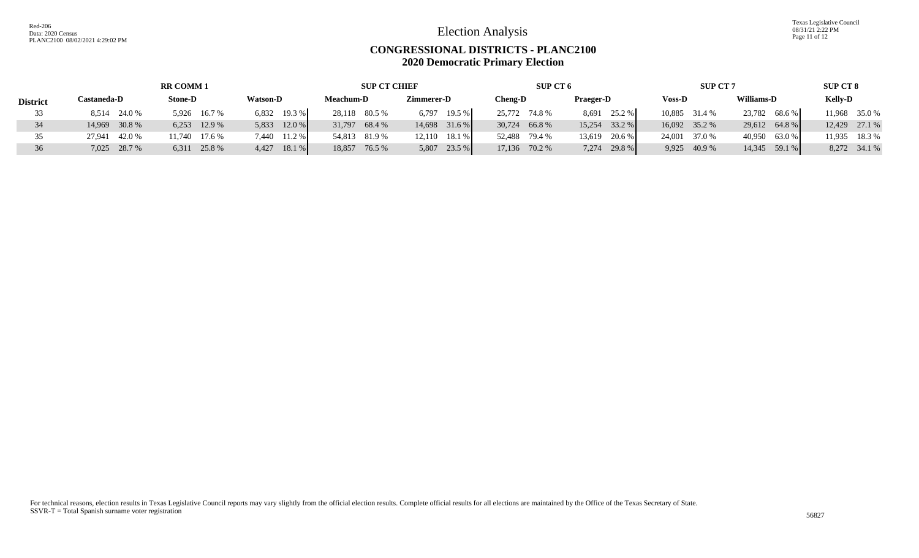# Election Analysis

## CONGRESSIONAL DISTRICTS - PLANC2100
## 2020 Democratic Primary Election

| | RR COMM 1 | | | | | | SUP CT CHIEF | | | | SUP CT 6 | | | | SUP CT 7 | | | | SUP CT 8 | |
|---|---|---|---|---|---|---|---|---|---|---|---|---|---|---|---|---|---|---|---|---|
| **District** | **Castaneda-D** | | **Stone-D** | | **Watson-D** | | **Meachum-D** | | **Zimmerer-D** | | **Cheng-D** | | **Praeger-D** | | **Voss-D** | | **Williams-D** | | **Kelly-D** | |
| 33 | 8,514 | 24.0 % | 5,926 | 16.7 % | 6,832 | 19.3 % | 28,118 | 80.5 % | 6,797 | 19.5 % | 25,772 | 74.8 % | 8,691 | 25.2 % | 10,885 | 31.4 % | 23,782 | 68.6 % | 11,968 | 35.0 % |
| 34 | 14,969 | 30.8 % | 6,253 | 12.9 % | 5,833 | 12.0 % | 31,797 | 68.4 % | 14,698 | 31.6 % | 30,724 | 66.8 % | 15,254 | 33.2 % | 16,092 | 35.2 % | 29,612 | 64.8 % | 12,429 | 27.1 % |
| 35 | 27,941 | 42.0 % | 11,740 | 17.6 % | 7,440 | 11.2 % | 54,813 | 81.9 % | 12,110 | 18.1 % | 52,488 | 79.4 % | 13,619 | 20.6 % | 24,001 | 37.0 % | 40,950 | 63.0 % | 11,935 | 18.3 % |
| 36 | 7,025 | 28.7 % | 6,311 | 25.8 % | 4,427 | 18.1 % | 18,857 | 76.5 % | 5,807 | 23.5 % | 17,136 | 70.2 % | 7,274 | 29.8 % | 9,925 | 40.9 % | 14,345 | 59.1 % | 8,272 | 34.1 % |

For technical reasons, election results in Texas Legislative Council reports may vary slightly from the official election results. Complete official results for all elections are maintained by the Office of the Texas Secretary of State.
SSVR-T = Total Spanish surname voter registration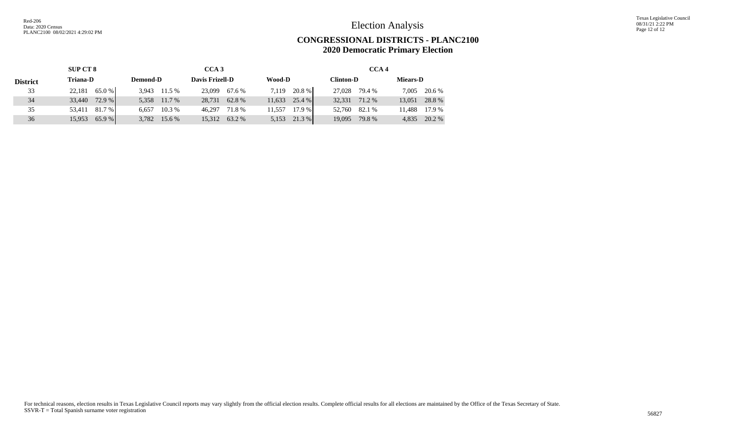# Election Analysis

## CONGRESSIONAL DISTRICTS - PLANC2100
## 2020 Democratic Primary Election

| | SUP CT 8 | | | | CCA 3 | | | | CCA 4 | | | |
|---|---|---|---|---|---|---|---|---|---|---|---|---|
| District | Triana-D | | Demond-D | | Davis Frizell-D | | Wood-D | | Clinton-D | | Miears-D | |
| 33 | 22,181 | 65.0 % | 3,943 | 11.5 % | 23,099 | 67.6 % | 7,119 | 20.8 % | 27,028 | 79.4 % | 7,005 | 20.6 % |
| 34 | 33,440 | 72.9 % | 5,358 | 11.7 % | 28,731 | 62.8 % | 11,633 | 25.4 % | 32,331 | 71.2 % | 13,051 | 28.8 % |
| 35 | 53,411 | 81.7 % | 6,657 | 10.3 % | 46,297 | 71.8 % | 11,557 | 17.9 % | 52,760 | 82.1 % | 11,488 | 17.9 % |
| 36 | 15,953 | 65.9 % | 3,782 | 15.6 % | 15,312 | 63.2 % | 5,153 | 21.3 % | 19,095 | 79.8 % | 4,835 | 20.2 % |

For technical reasons, election results in Texas Legislative Council reports may vary slightly from the official election results. Complete official results for all elections are maintained by the Office of the Texas Secretary of State.
SSVR-T = Total Spanish surname voter registration